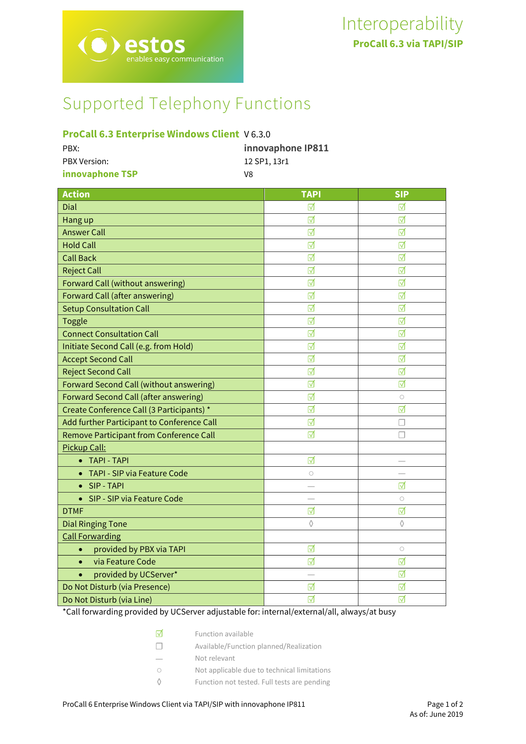# Interoperability

**ProCall 6.3 via TAPI/SIP**

# Supported Telephony Functions

**ProCall 6.3 Enterprise Windows Client** V 6.3.0

PBX: **innovaphone IP811**

PBX Version: 12 SP1, 13r1

**innovaphone TSP** V8

| Action | TAPI | SIP |
|---|---|---|
| Dial | ☑ | ☑ |
| Hang up | ☑ | ☑ |
| Answer Call | ☑ | ☑ |
| Hold Call | ☑ | ☑ |
| Call Back | ☑ | ☑ |
| Reject Call | ☑ | ☑ |
| Forward Call (without answering) | ☑ | ☑ |
| Forward Call (after answering) | ☑ | ☑ |
| Setup Consultation Call | ☑ | ☑ |
| Toggle | ☑ | ☑ |
| Connect Consultation Call | ☑ | ☑ |
| Initiate Second Call (e.g. from Hold) | ☑ | ☑ |
| Accept Second Call | ☑ | ☑ |
| Reject Second Call | ☑ | ☑ |
| Forward Second Call (without answering) | ☑ | ☑ |
| Forward Second Call (after answering) | ☑ | ○ |
| Create Conference Call (3 Participants) * | ☑ | ☑ |
| Add further Participant to Conference Call | ☑ | ☐ |
| Remove Participant from Conference Call | ☑ | ☐ |
| Pickup Call: | | |
| • TAPI - TAPI | ☑ | — |
| • TAPI - SIP via Feature Code | ○ | — |
| • SIP - TAPI | — | ☑ |
| • SIP - SIP via Feature Code | — | ○ |
| DTMF | ☑ | ☑ |
| Dial Ringing Tone | ◊ | ◊ |
| Call Forwarding | | |
| • provided by PBX via TAPI | ☑ | ○ |
| • via Feature Code | ☑ | ☑ |
| • provided by UCServer* | — | ☑ |
| Do Not Disturb (via Presence) | ☑ | ☑ |
| Do Not Disturb (via Line) | ☑ | ☑ |

*Call forwarding provided by UCServer adjustable for: internal/external/all, always/at busy

| | |
|---|---|
| ☑ | Function available |
| ☐ | Available/Function planned/Realization |
| — | Not relevant |
| ○ | Not applicable due to technical limitations |
| ◊ | Function not tested. Full tests are pending |

ProCall 6 Enterprise Windows Client via TAPI/SIP with innovaphone IP811

As of: June 2019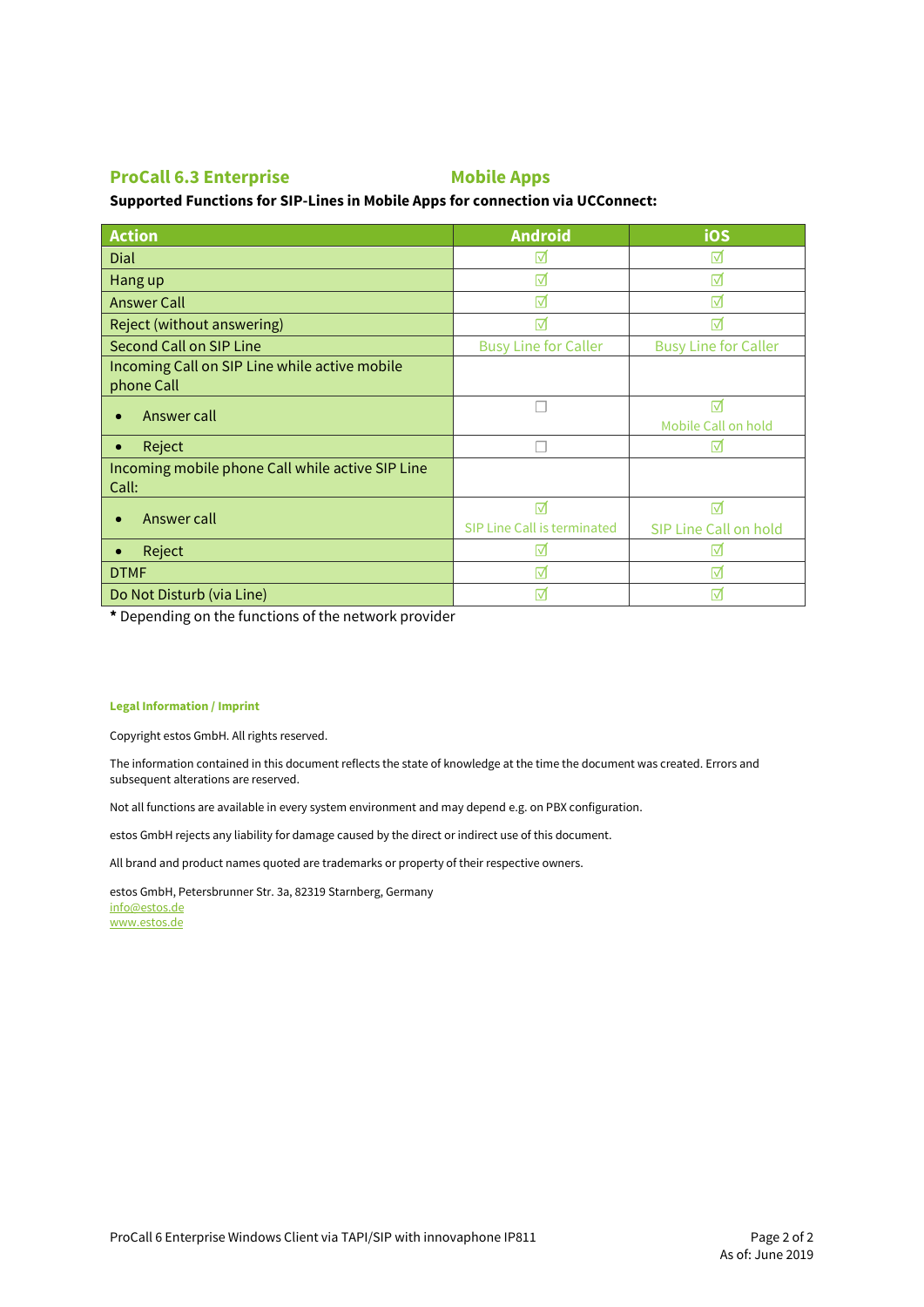## ProCall 6.3 Enterprise Mobile Apps

**Supported Functions for SIP-Lines in Mobile Apps for connection via UCConnect:**

| Action | Android | iOS |
|---|---|---|
| Dial | ☑ | ☑ |
| Hang up | ☑ | ☑ |
| Answer Call | ☑ | ☑ |
| Reject (without answering) | ☑ | ☑ |
| Second Call on SIP Line | Busy Line for Caller | Busy Line for Caller |
| Incoming Call on SIP Line while active mobile phone Call | | |
| • Answer call | ☐ | ☑ Mobile Call on hold |
| • Reject | ☐ | ☑ |
| Incoming mobile phone Call while active SIP Line Call: | | |
| • Answer call | ☑ SIP Line Call is terminated | ☑ SIP Line Call on hold |
| • Reject | ☑ | ☑ |
| DTMF | ☑ | ☑ |
| Do Not Disturb (via Line) | ☑ | ☑ |

**\*** Depending on the functions of the network provider

#### Legal Information / Imprint

Copyright estos GmbH. All rights reserved.

The information contained in this document reflects the state of knowledge at the time the document was created. Errors and subsequent alterations are reserved.

Not all functions are available in every system environment and may depend e.g. on PBX configuration.

estos GmbH rejects any liability for damage caused by the direct or indirect use of this document.

All brand and product names quoted are trademarks or property of their respective owners.

estos GmbH, Petersbrunner Str. 3a, 82319 Starnberg, Germany
info@estos.de
www.estos.de